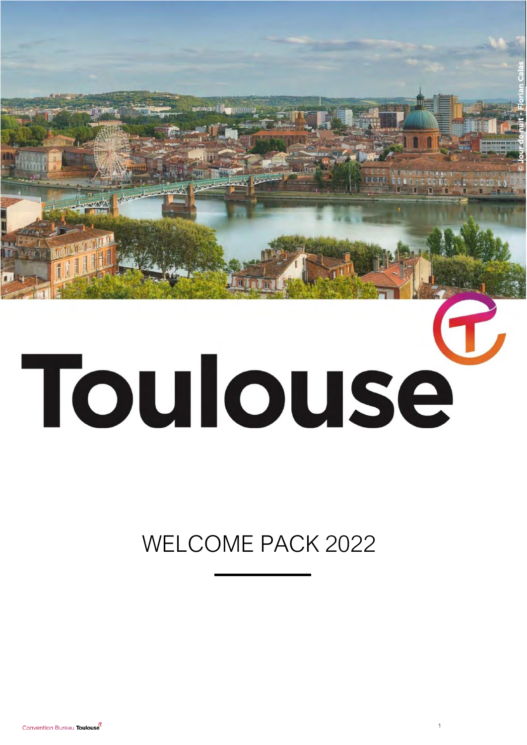© Jour de nuit - Florian Calas

# Toulouse

## WELCOME PACK 2022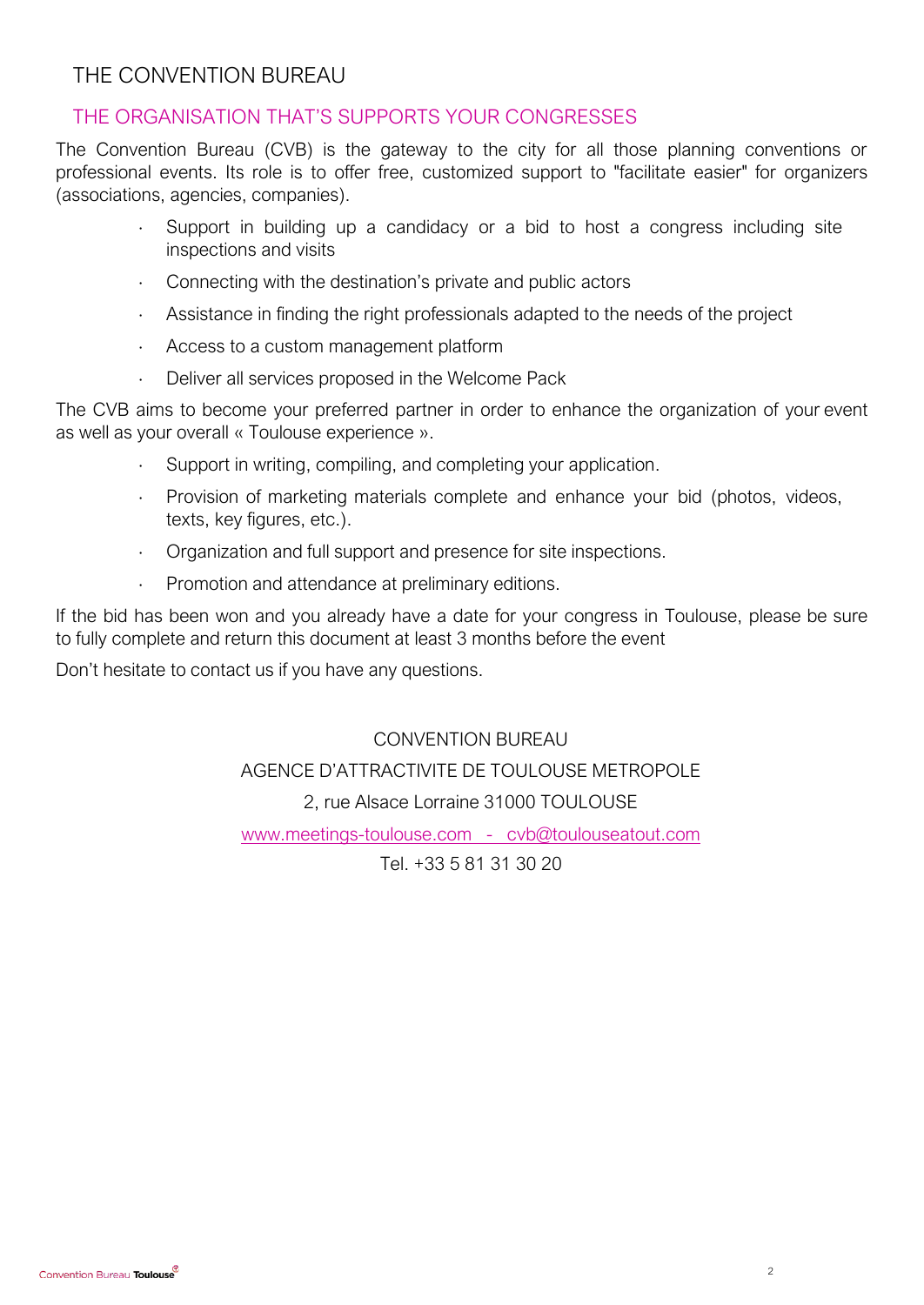# THE CONVENTION BUREAU

## THE ORGANISATION THAT'S SUPPORTS YOUR CONGRESSES

The Convention Bureau (CVB) is the gateway to the city for all those planning conventions or professional events. Its role is to offer free, customized support to "facilitate easier" for organizers (associations, agencies, companies).

- Support in building up a candidacy or a bid to host a congress including site inspections and visits
- Connecting with the destination's private and public actors
- Assistance in finding the right professionals adapted to the needs of the project
- Access to a custom management platform
- Deliver all services proposed in the Welcome Pack

The CVB aims to become your preferred partner in order to enhance the organization of your event as well as your overall « Toulouse experience ».

- Support in writing, compiling, and completing your application.
- Provision of marketing materials complete and enhance your bid (photos, videos, texts, key figures, etc.).
- Organization and full support and presence for site inspections.
- Promotion and attendance at preliminary editions.

If the bid has been won and you already have a date for your congress in Toulouse, please be sure to fully complete and return this document at least 3 months before the event

Don't hesitate to contact us if you have any questions.

CONVENTION BUREAU

AGENCE D'ATTRACTIVITE DE TOULOUSE METROPOLE

2, rue Alsace Lorraine 31000 TOULOUSE

www.meetings-toulouse.com - cvb@toulouseatout.com

Tel. +33 5 81 31 30 20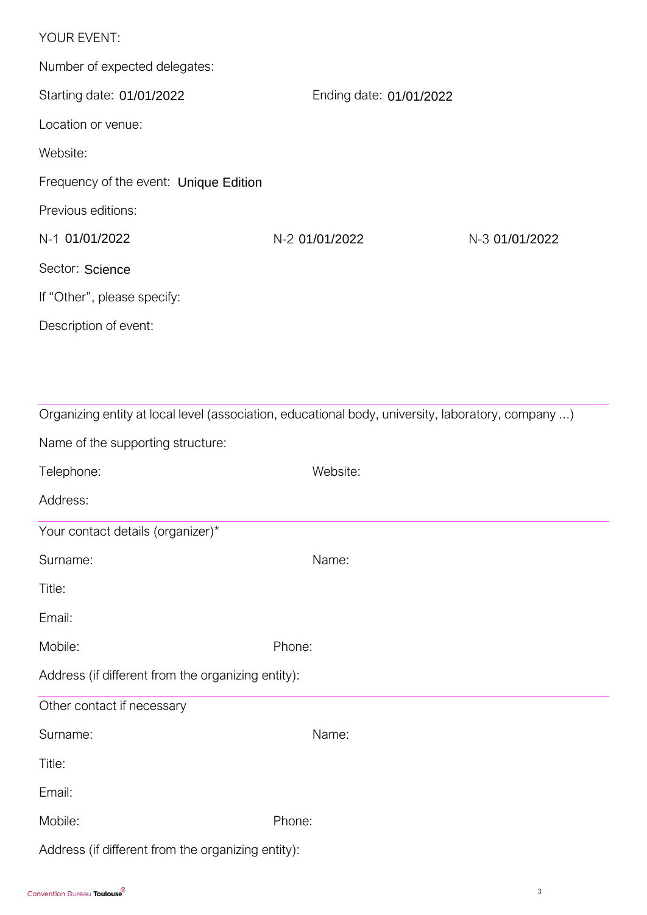YOUR EVENT:

Number of expected delegates:

Starting date: 01/01/2022 Ending date: 01/01/2022

Location or venue:

Website:

Frequency of the event: Unique Edition

Previous editions:

N-1 01/01/2022 N-2 01/01/2022 N-3 01/01/2022

Sector: Science

If "Other", please specify:

Description of event:

---

Organizing entity at local level (association, educational body, university, laboratory, company ...)

Name of the supporting structure:

Telephone: Website:

Address:

---

Your contact details (organizer)*

Surname: Name:

Title:

Email:

Mobile: Phone:

Address (if different from the organizing entity):

---

Other contact if necessary

Surname: Name:

Title:

Email:

Mobile: Phone:

Address (if different from the organizing entity):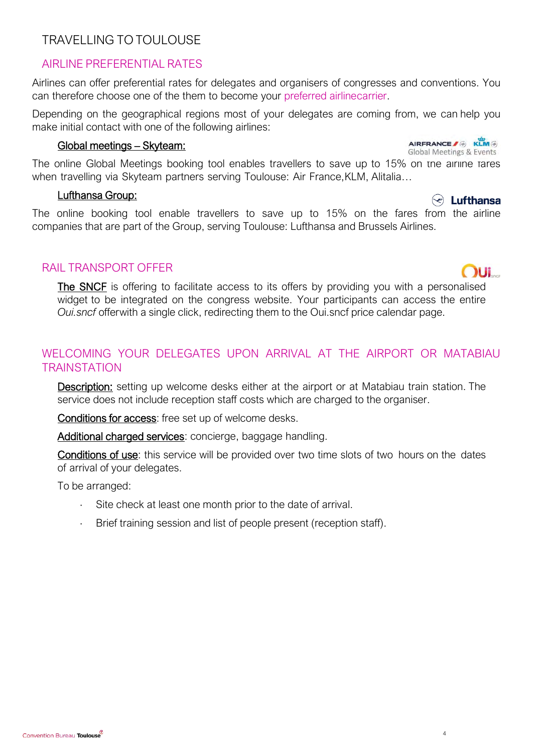# TRAVELLING TO TOULOUSE

## AIRLINE PREFERENTIAL RATES

Airlines can offer preferential rates for delegates and organisers of congresses and conventions. You can therefore choose one of the them to become your preferred airlinecarrier.

Depending on the geographical regions most of your delegates are coming from, we can help you make initial contact with one of the following airlines:

### Global meetings – Skyteam:

The online Global Meetings booking tool enables travellers to save up to 15% on the airline fares when travelling via Skyteam partners serving Toulouse: Air France,KLM, Alitalia…

### Lufthansa Group:

The online booking tool enable travellers to save up to 15% on the fares from the airline companies that are part of the Group, serving Toulouse: Lufthansa and Brussels Airlines.

## RAIL TRANSPORT OFFER

The SNCF is offering to facilitate access to its offers by providing you with a personalised widget to be integrated on the congress website. Your participants can access the entire *Oui.sncf* offerwith a single click, redirecting them to the Oui.sncf price calendar page.

## WELCOMING YOUR DELEGATES UPON ARRIVAL AT THE AIRPORT OR MATABIAU TRAINSTATION

Description: setting up welcome desks either at the airport or at Matabiau train station. The service does not include reception staff costs which are charged to the organiser.

Conditions for access: free set up of welcome desks.

Additional charged services: concierge, baggage handling.

Conditions of use: this service will be provided over two time slots of two hours on the dates of arrival of your delegates.

To be arranged:

- Site check at least one month prior to the date of arrival.
- Brief training session and list of people present (reception staff).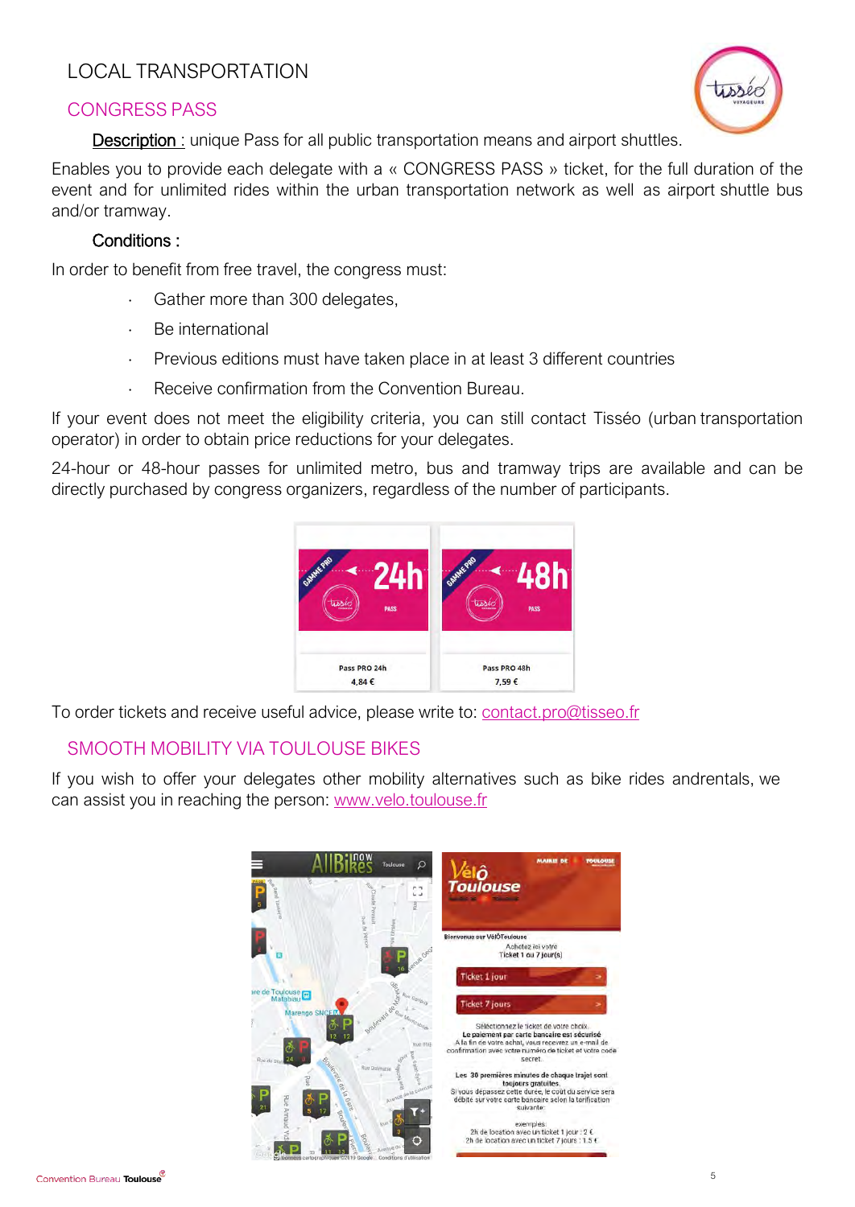# LOCAL TRANSPORTATION

## CONGRESS PASS

**Description :** unique Pass for all public transportation means and airport shuttles.

Enables you to provide each delegate with a « CONGRESS PASS » ticket, for the full duration of the event and for unlimited rides within the urban transportation network as well as airport shuttle bus and/or tramway.

**Conditions :**

In order to benefit from free travel, the congress must:

- Gather more than 300 delegates,
- Be international
- Previous editions must have taken place in at least 3 different countries
- Receive confirmation from the Convention Bureau.

If your event does not meet the eligibility criteria, you can still contact Tisséo (urban transportation operator) in order to obtain price reductions for your delegates.

24-hour or 48-hour passes for unlimited metro, bus and tramway trips are available and can be directly purchased by congress organizers, regardless of the number of participants.

Pass PRO 24h
4,84 €

Pass PRO 48h
7,59 €

To order tickets and receive useful advice, please write to: contact.pro@tisseo.fr

## SMOOTH MOBILITY VIA TOULOUSE BIKES

If you wish to offer your delegates other mobility alternatives such as bike rides andrentals, we can assist you in reaching the person: www.velo.toulouse.fr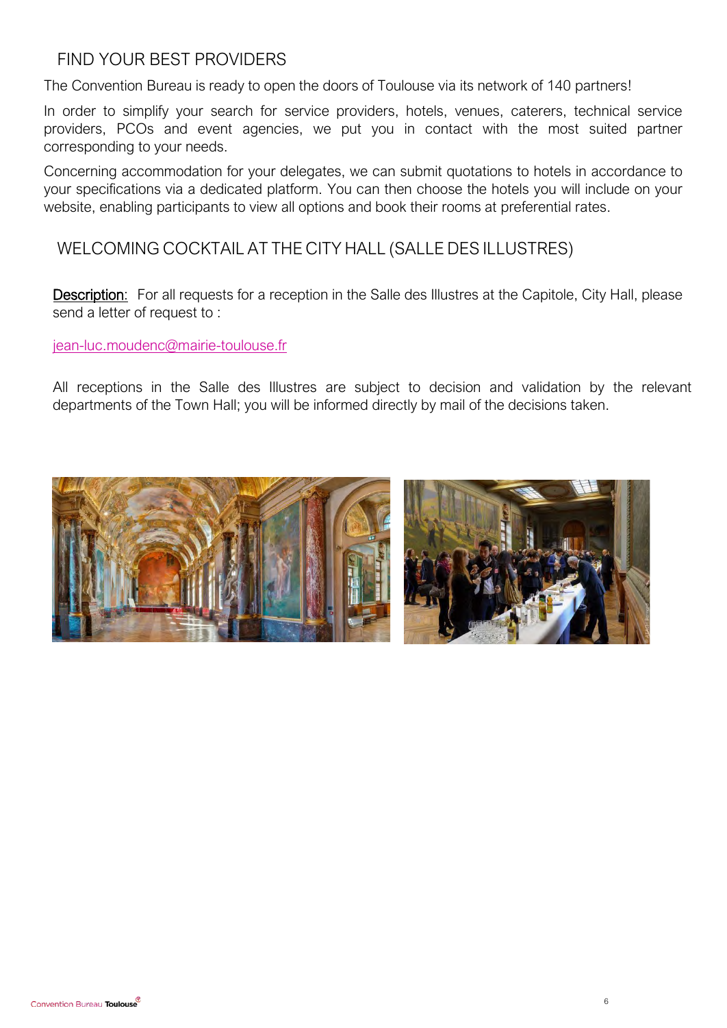## FIND YOUR BEST PROVIDERS

The Convention Bureau is ready to open the doors of Toulouse via its network of 140 partners!

In order to simplify your search for service providers, hotels, venues, caterers, technical service providers, PCOs and event agencies, we put you in contact with the most suited partner corresponding to your needs.

Concerning accommodation for your delegates, we can submit quotations to hotels in accordance to your specifications via a dedicated platform. You can then choose the hotels you will include on your website, enabling participants to view all options and book their rooms at preferential rates.

## WELCOMING COCKTAIL AT THE CITY HALL (SALLE DES ILLUSTRES)

Description: For all requests for a reception in the Salle des Illustres at the Capitole, City Hall, please send a letter of request to :

jean-luc.moudenc@mairie-toulouse.fr

All receptions in the Salle des Illustres are subject to decision and validation by the relevant departments of the Town Hall; you will be informed directly by mail of the decisions taken.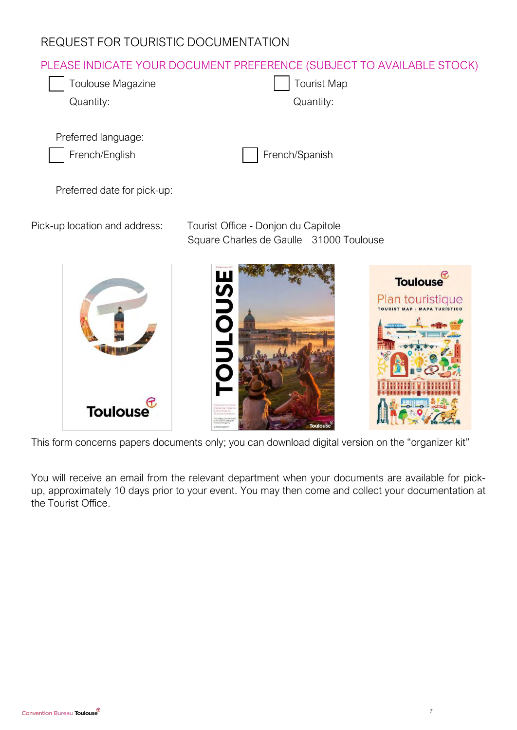# REQUEST FOR TOURISTIC DOCUMENTATION

PLEASE INDICATE YOUR DOCUMENT PREFERENCE (SUBJECT TO AVAILABLE STOCK)

☐ Toulouse Magazine
Quantity:

☐ Tourist Map
Quantity:

Preferred language:

☐ French/English

☐ French/Spanish

Preferred date for pick-up:

Pick-up location and address: Tourist Office - Donjon du Capitole
Square Charles de Gaulle 31000 Toulouse

This form concerns papers documents only; you can download digital version on the “organizer kit”

You will receive an email from the relevant department when your documents are available for pick-up, approximately 10 days prior to your event. You may then come and collect your documentation at the Tourist Office.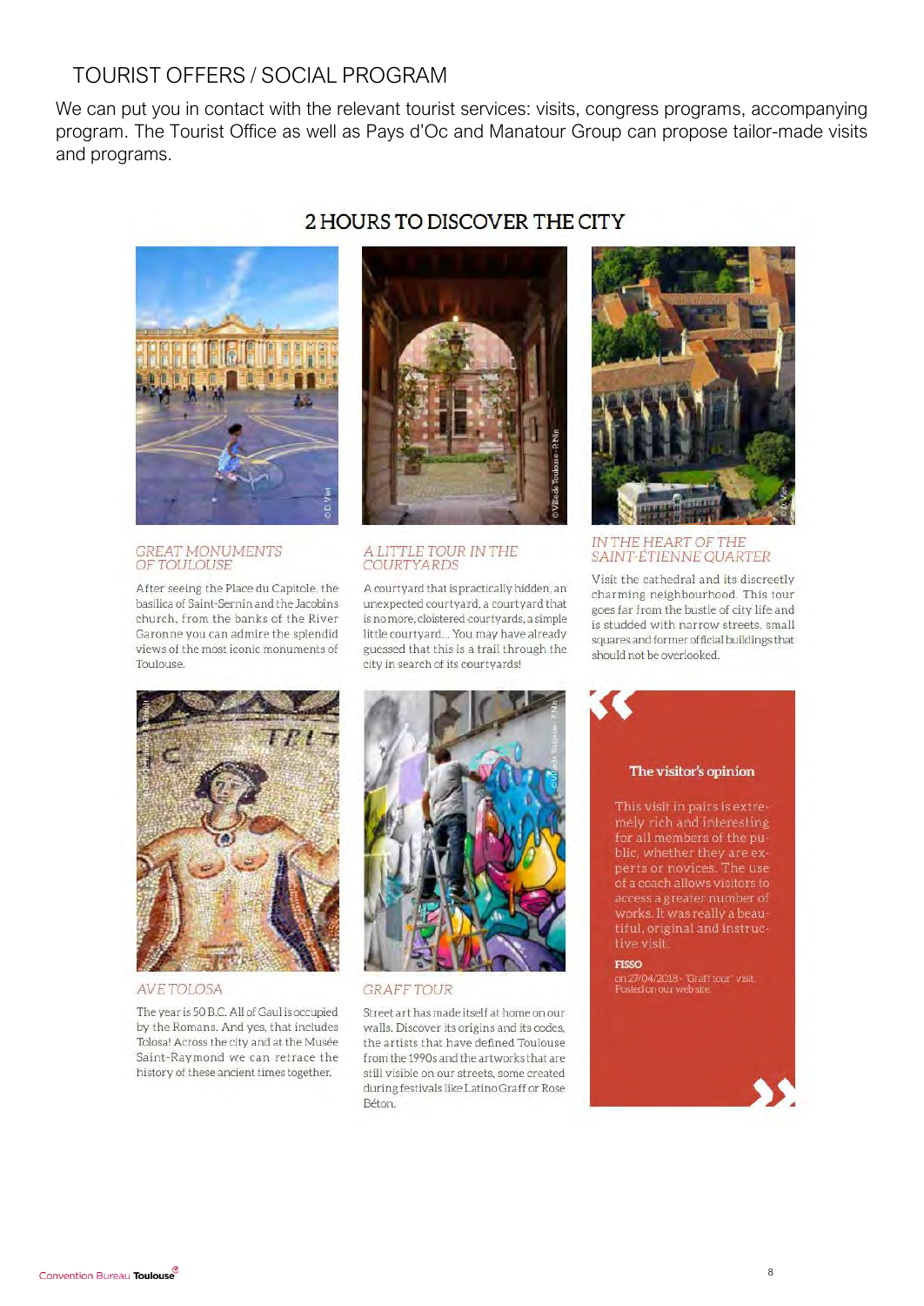## TOURIST OFFERS / SOCIAL PROGRAM

We can put you in contact with the relevant tourist services: visits, congress programs, accompanying program. The Tourist Office as well as Pays d'Oc and Manatour Group can propose tailor-made visits and programs.

### 2 HOURS TO DISCOVER THE CITY

*GREAT MONUMENTS OF TOULOUSE*

After seeing the Place du Capitole, the basilica of Saint-Sernin and the Jacobins church, from the banks of the River Garonne you can admire the splendid views of the most iconic monuments of Toulouse.

*A LITTLE TOUR IN THE COURTYARDS*

A courtyard that is practically hidden, an unexpected courtyard, a courtyard that is no more, cloistered courtyards, a simple little courtyard... You may have already guessed that this is a trail through the city in search of its courtyards!

*IN THE HEART OF THE SAINT-ÉTIENNE QUARTER*

Visit the cathedral and its discreetly charming neighbourhood. This tour goes far from the bustle of city life and is studded with narrow streets, small squares and former official buildings that should not be overlooked.

*AVE TOLOSA*

The year is 50 B.C. All of Gaul is occupied by the Romans. And yes, that includes Tolosa! Across the city and at the Musée Saint-Raymond we can retrace the history of these ancient times together.

*GRAFF TOUR*

Street art has made itself at home on our walls. Discover its origins and its codes, the artists that have defined Toulouse from the 1990s and the artworks that are still visible on our streets, some created during festivals like Latino Graff or Rose Béton.

**The visitor's opinion**

This visit in pairs is extremely rich and interesting for all members of the public, whether they are experts or novices. The use of a coach allows visitors to access a greater number of works. It was really a beautiful, original and instructive visit.

**FISSO**
on 27/04/2018 - "Graff tour" visit.
Posted on our web site.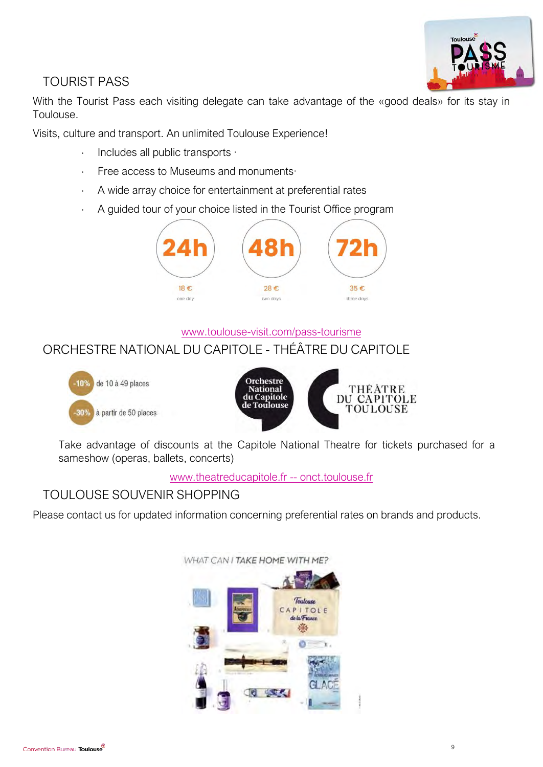## TOURIST PASS

With the Tourist Pass each visiting delegate can take advantage of the «good deals» for its stay in Toulouse.

Visits, culture and transport. An unlimited Toulouse Experience!

- Includes all public transports ·
- Free access to Museums and monuments·
- A wide array choice for entertainment at preferential rates
- A guided tour of your choice listed in the Tourist Office program

| 24h | 48h | 72h |
|---|---|---|
| 18 € | 28 € | 35 € |
| one day | two days | three days |

www.toulouse-visit.com/pass-tourisme

## ORCHESTRE NATIONAL DU CAPITOLE - THÉÂTRE DU CAPITOLE

- -10% de 10 à 49 places
- -30% à partir de 50 places

Take advantage of discounts at the Capitole National Theatre for tickets purchased for a sameshow (operas, ballets, concerts)

www.theatreducapitole.fr -- onct.toulouse.fr

## TOULOUSE SOUVENIR SHOPPING

Please contact us for updated information concerning preferential rates on brands and products.

WHAT CAN I TAKE HOME WITH ME?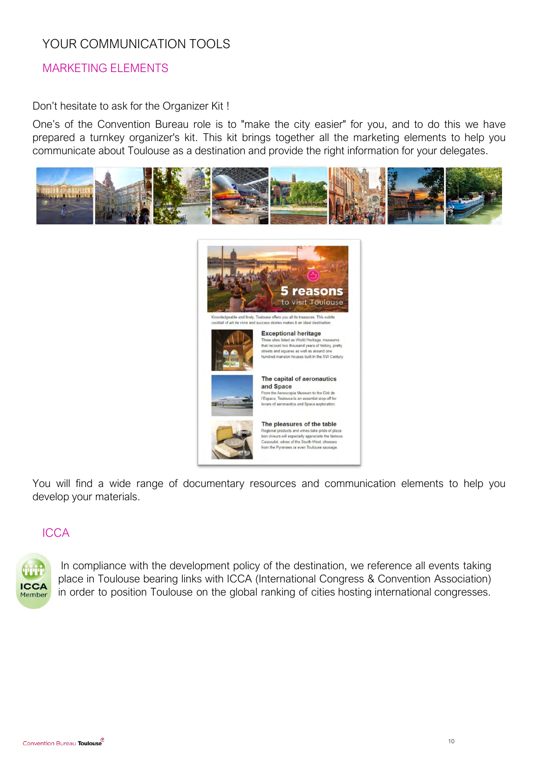# YOUR COMMUNICATION TOOLS

## MARKETING ELEMENTS

Don't hesitate to ask for the Organizer Kit !

One's of the Convention Bureau role is to "make the city easier" for you, and to do this we have prepared a turnkey organizer's kit. This kit brings together all the marketing elements to help you communicate about Toulouse as a destination and provide the right information for your delegates.

You will find a wide range of documentary resources and communication elements to help you develop your materials.

## ICCA

In compliance with the development policy of the destination, we reference all events taking place in Toulouse bearing links with ICCA (International Congress & Convention Association) in order to position Toulouse on the global ranking of cities hosting international congresses.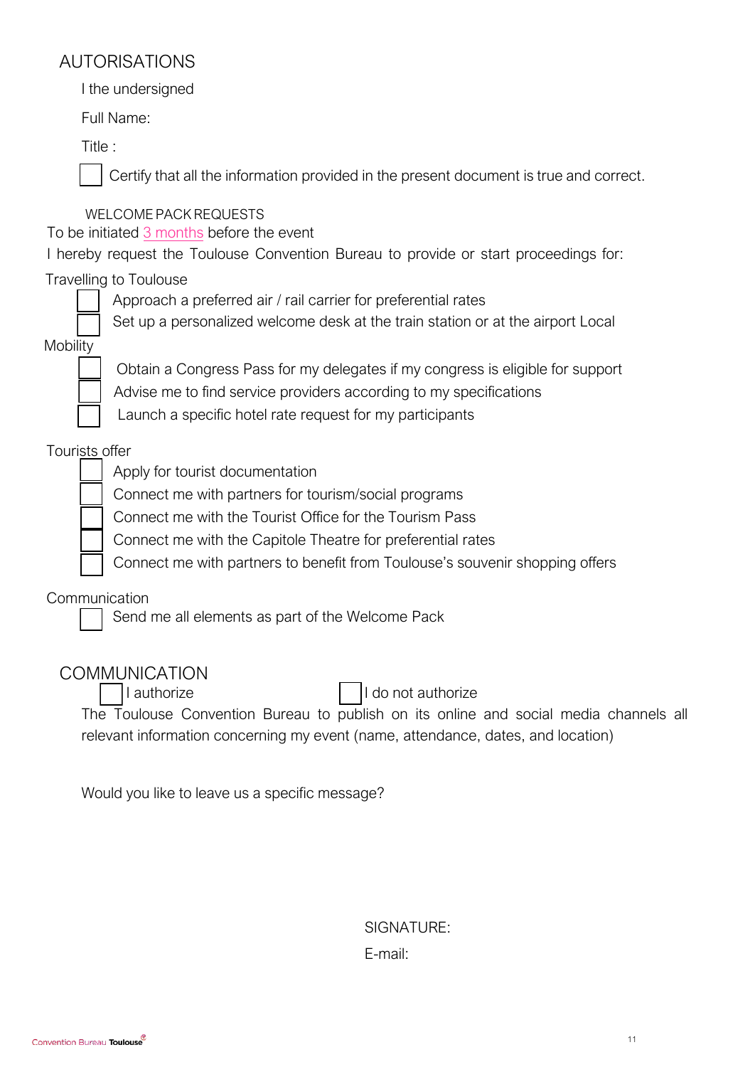## AUTORISATIONS

I the undersigned

Full Name:

Title :

☐ Certify that all the information provided in the present document is true and correct.

### WELCOME PACK REQUESTS

To be initiated 3 months before the event

I hereby request the Toulouse Convention Bureau to provide or start proceedings for:

Travelling to Toulouse

- ☐ Approach a preferred air / rail carrier for preferential rates
- ☐ Set up a personalized welcome desk at the train station or at the airport Local

Mobility

- ☐ Obtain a Congress Pass for my delegates if my congress is eligible for support
- ☐ Advise me to find service providers according to my specifications
- ☐ Launch a specific hotel rate request for my participants

Tourists offer

- ☐ Apply for tourist documentation
- ☐ Connect me with partners for tourism/social programs
- ☐ Connect me with the Tourist Office for the Tourism Pass
- ☐ Connect me with the Capitole Theatre for preferential rates
- ☐ Connect me with partners to benefit from Toulouse's souvenir shopping offers

Communication

- ☐ Send me all elements as part of the Welcome Pack

## COMMUNICATION

☐ I authorize ☐ I do not authorize

The Toulouse Convention Bureau to publish on its online and social media channels all relevant information concerning my event (name, attendance, dates, and location)

Would you like to leave us a specific message?

SIGNATURE:

E-mail: